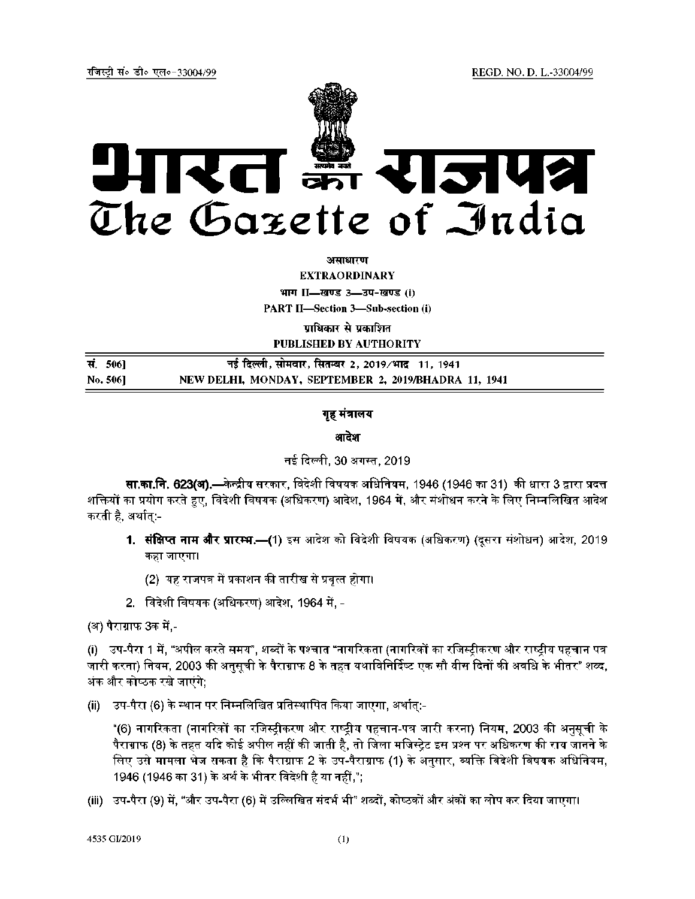रजिस्ट्री सं० डी० एल०-33004/99 REGD. NO. D. L.-33004/99

# भारत का राजपत्र
# The Gazette of India

असाधारण
**EXTRAORDINARY**
भाग II—खण्ड 3—उप-खण्ड (i)
**PART II—Section 3—Sub-section (i)**
प्राधिकार से प्रकाशित
**PUBLISHED BY AUTHORITY**

| | |
|---|---|
| सं. 506] | नई दिल्ली, सोमवार, सितम्बर 2, 2019/भाद्र 11, 1941 |
| No. 506] | NEW DELHI, MONDAY, SEPTEMBER 2, 2019/BHADRA 11, 1941 |

## गृह मंत्रालय

### आदेश

नई दिल्ली, 30 अगस्त, 2019

**सा.का.नि. 623(अ).—**केन्द्रीय सरकार, विदेशी विषयक अधिनियम, 1946 (1946 का 31) की धारा 3 द्वारा प्रदत्त शक्तियों का प्रयोग करते हुए, विदेशी विषयक (अधिकरण) आदेश, 1964 में, और संशोधन करने के लिए निम्नलिखित आदेश करती है, अर्थात्:-

1. **संक्षिप्त नाम और प्रारम्भ.—**(1) इस आदेश को विदेशी विषयक (अधिकरण) (दूसरा संशोधन) आदेश, 2019 कहा जाएगा।

   (2) यह राजपत्र में प्रकाशन की तारीख से प्रवृत्त होगा।

2. विदेशी विषयक (अधिकरण) आदेश, 1964 में, -

(अ) पैराग्राफ 3क में,-

(i) उप-पैरा 1 में, "अपील करते समय", शब्दों के पश्चात "नागरिकता (नागरिकों का रजिस्ट्रीकरण और राष्ट्रीय पहचान पत्र जारी करना) नियम, 2003 की अनुसूची के पैराग्राफ 8 के तहत यथाविनिर्दिष्ट एक सौ बीस दिनों की अवधि के भीतर" शब्द, अंक और कोष्ठक रखे जाएंगे;

(ii) उप-पैरा (6) के स्थान पर निम्नलिखित प्रतिस्थापित किया जाएगा, अर्थात्:-

"(6) नागरिकता (नागरिकों का रजिस्ट्रीकरण और राष्ट्रीय पहचान-पत्र जारी करना) नियम, 2003 की अनुसूची के पैराग्राफ (8) के तहत यदि कोई अपील नहीं की जाती है, तो जिला मजिस्ट्रेट इस प्रश्न पर अधिकरण की राय जानने के लिए उसे मामला भेज सकता है कि पैराग्राफ 2 के उप-पैराग्राफ (1) के अनुसार, व्यक्ति विदेशी विषयक अधिनियम, 1946 (1946 का 31) के अर्थ के भीतर विदेशी है या नहीं,";

(iii) उप-पैरा (9) में, "और उप-पैरा (6) में उल्लिखित संदर्भ भी" शब्दों, कोष्ठकों और अंकों का लोप कर दिया जाएगा।

4535 GI/2019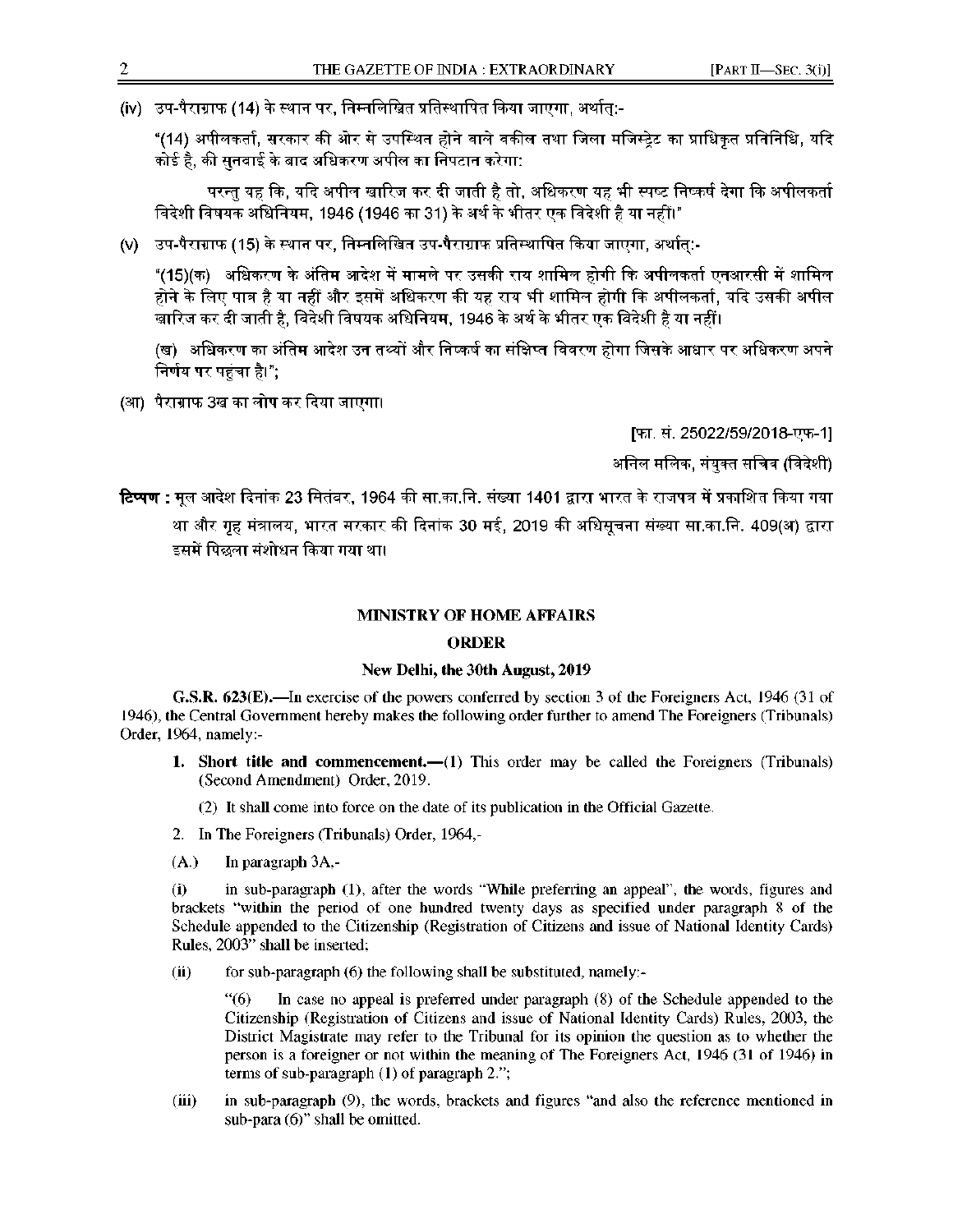(iv) उप-पैराग्राफ (14) के स्थान पर, निम्नलिखित प्रतिस्थापित किया जाएगा, अर्थात्:-

"(14) अपीलकर्ता, सरकार की ओर से उपस्थित होने वाले वकील तथा जिला मजिस्ट्रेट का प्राधिकृत प्रतिनिधि, यदि कोई है, की सुनवाई के बाद अधिकरण अपील का निपटान करेगा:

परन्तु यह कि, यदि अपील खारिज कर दी जाती है तो, अधिकरण यह भी स्पष्ट निष्कर्ष देगा कि अपीलकर्ता विदेशी विषयक अधिनियम, 1946 (1946 का 31) के अर्थ के भीतर एक विदेशी है या नहीं।"

(v) उप-पैराग्राफ (15) के स्थान पर, निम्नलिखित उप-पैराग्राफ प्रतिस्थापित किया जाएगा, अर्थात्:-

"(15)(क) अधिकरण के अंतिम आदेश में मामले पर उसकी राय शामिल होगी कि अपीलकर्ता एनआरसी में शामिल होने के लिए पात्र है या नहीं और इसमें अधिकरण की यह राय भी शामिल होगी कि अपीलकर्ता, यदि उसकी अपील खारिज कर दी जाती है, विदेशी विषयक अधिनियम, 1946 के अर्थ के भीतर एक विदेशी है या नहीं।

(ख) अधिकरण का अंतिम आदेश उन तथ्यों और निष्कर्ष का संक्षिप्त विवरण होगा जिसके आधार पर अधिकरण अपने निर्णय पर पहुंचा है।";

(आ) पैराग्राफ 3ख का लोप कर दिया जाएगा।

[फा. सं. 25022/59/2018-एफ-1]

अनिल मलिक, संयुक्त सचिव (विदेशी)

**टिप्पण :** मूल आदेश दिनांक 23 सितंबर, 1964 की सा.का.नि. संख्या 1401 द्वारा भारत के राजपत्र में प्रकाशित किया गया था और गृह मंत्रालय, भारत सरकार की दिनांक 30 मई, 2019 की अधिसूचना संख्या सा.का.नि. 409(अ) द्वारा इसमें पिछला संशोधन किया गया था।

## MINISTRY OF HOME AFFAIRS

## ORDER

### New Delhi, the 30th August, 2019

**G.S.R. 623(E).**—In exercise of the powers conferred by section 3 of the Foreigners Act, 1946 (31 of 1946), the Central Government hereby makes the following order further to amend The Foreigners (Tribunals) Order, 1964, namely:-

1. **Short title and commencement.**—(1) This order may be called the Foreigners (Tribunals) (Second Amendment) Order, 2019.

   (2) It shall come into force on the date of its publication in the Official Gazette.

2. In The Foreigners (Tribunals) Order, 1964,-

(A.) In paragraph 3A.-

(i) in sub-paragraph (1), after the words "While preferring an appeal", the words, figures and brackets "within the period of one hundred twenty days as specified under paragraph 8 of the Schedule appended to the Citizenship (Registration of Citizens and issue of National Identity Cards) Rules, 2003" shall be inserted;

(ii) for sub-paragraph (6) the following shall be substituted, namely:-

"(6) In case no appeal is preferred under paragraph (8) of the Schedule appended to the Citizenship (Registration of Citizens and issue of National Identity Cards) Rules, 2003, the District Magistrate may refer to the Tribunal for its opinion the question as to whether the person is a foreigner or not within the meaning of The Foreigners Act, 1946 (31 of 1946) in terms of sub-paragraph (1) of paragraph 2.";

(iii) in sub-paragraph (9), the words, brackets and figures "and also the reference mentioned in sub-para (6)" shall be omitted.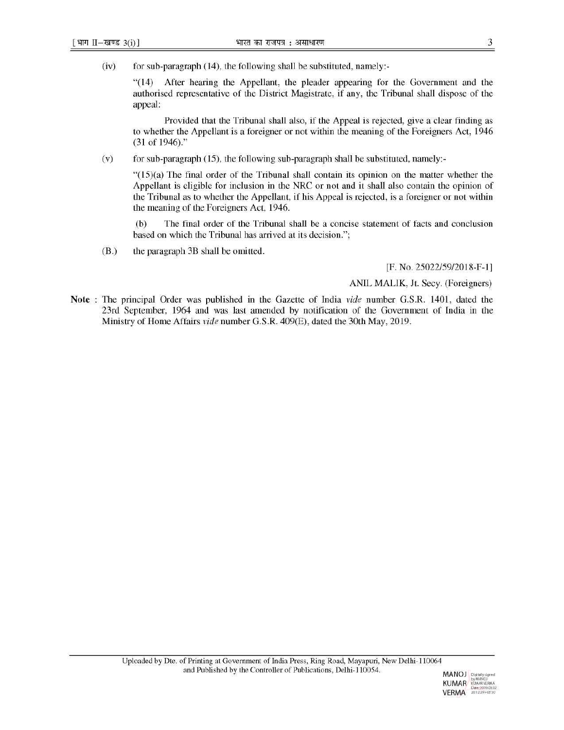(iv) for sub-paragraph (14), the following shall be substituted, namely:-

"(14) After hearing the Appellant, the pleader appearing for the Government and the authorised representative of the District Magistrate, if any, the Tribunal shall dispose of the appeal:

Provided that the Tribunal shall also, if the Appeal is rejected, give a clear finding as to whether the Appellant is a foreigner or not within the meaning of the Foreigners Act, 1946 (31 of 1946)."

(v) for sub-paragraph (15), the following sub-paragraph shall be substituted, namely:-

"(15)(a) The final order of the Tribunal shall contain its opinion on the matter whether the Appellant is eligible for inclusion in the NRC or not and it shall also contain the opinion of the Tribunal as to whether the Appellant, if his Appeal is rejected, is a foreigner or not within the meaning of the Foreigners Act, 1946.

(b) The final order of the Tribunal shall be a concise statement of facts and conclusion based on which the Tribunal has arrived at its decision.";

(B.) the paragraph 3B shall be omitted.

[F. No. 25022/59/2018-F-1]

ANIL MALIK, Jt. Secy. (Foreigners)

**Note** : The principal Order was published in the Gazette of India *vide* number G.S.R. 1401, dated the 23rd September, 1964 and was last amended by notification of the Government of India in the Ministry of Home Affairs *vide* number G.S.R. 409(E), dated the 30th May, 2019.

Uploaded by Dte. of Printing at Government of India Press, Ring Road, Mayapuri, New Delhi-110064 and Published by the Controller of Publications, Delhi-110054.